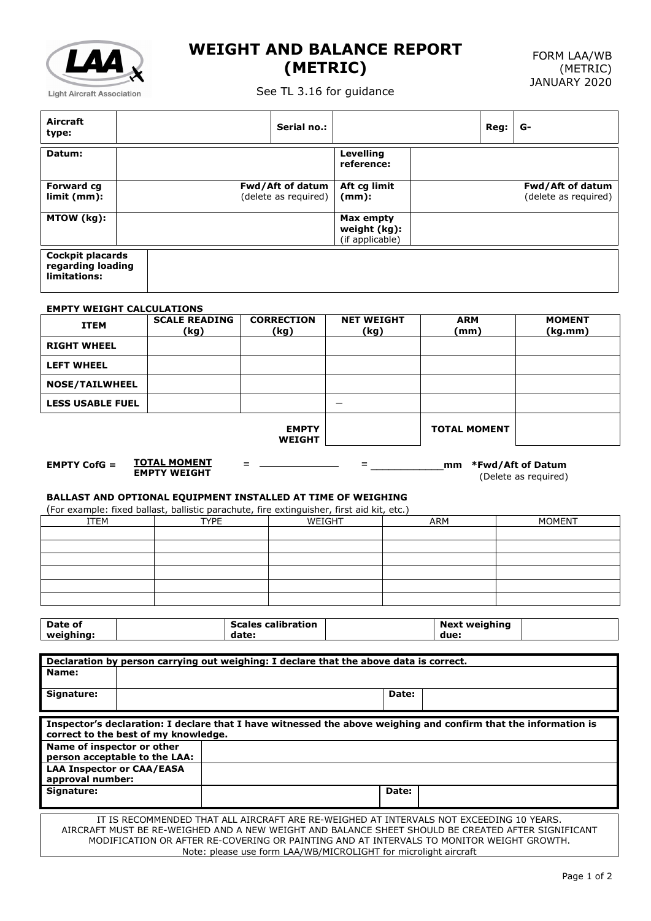# WEIGHT AND BALANCE REPORT (METRIC)

FORM LAA/WB (METRIC) JANUARY 2020

See TL 3.16 for guidance

| **Aircraft type:** | | **Serial no.:** | | **Reg:** | **G-** |
|---|---|---|---|---|---|

| | | | |
|---|---|---|---|
| **Datum:** | | **Levelling reference:** | |
| **Forward cg limit (mm):** | **Fwd/Aft of datum** (delete as required) | **Aft cg limit (mm):** | **Fwd/Aft of datum** (delete as required) |
| **MTOW (kg):** | | **Max empty weight (kg):** (if applicable) | |

| **Cockpit placards regarding loading limitations:** | |
|---|---|

**EMPTY WEIGHT CALCULATIONS**

| ITEM | SCALE READING (kg) | CORRECTION (kg) | NET WEIGHT (kg) | ARM (mm) | MOMENT (kg.mm) |
|---|---|---|---|---|---|
| **RIGHT WHEEL** | | | | | |
| **LEFT WHEEL** | | | | | |
| **NOSE/TAILWHEEL** | | | | | |
| **LESS USABLE FUEL** | | | – | | |
| | | **EMPTY WEIGHT** | | **TOTAL MOMENT** | |

**EMPTY CofG =** $\frac{\text{TOTAL MOMENT}}{\text{EMPTY WEIGHT}}$ = ____________ = ____________mm **\*Fwd/Aft of Datum** (Delete as required)

**BALLAST AND OPTIONAL EQUIPMENT INSTALLED AT TIME OF WEIGHING**

(For example: fixed ballast, ballistic parachute, fire extinguisher, first aid kit, etc.)

| ITEM | TYPE | WEIGHT | ARM | MOMENT |
|---|---|---|---|---|
| | | | | |
| | | | | |
| | | | | |
| | | | | |
| | | | | |
| | | | | |

| **Date of weighing:** | | **Scales calibration date:** | | **Next weighing due:** | |
|---|---|---|---|---|---|

**Declaration by person carrying out weighing: I declare that the above data is correct.**

| | | | |
|---|---|---|---|
| **Name:** | | | |
| **Signature:** | | **Date:** | |

**Inspector's declaration: I declare that I have witnessed the above weighing and confirm that the information is correct to the best of my knowledge.**

| | | | |
|---|---|---|---|
| **Name of inspector or other person acceptable to the LAA:** | | | |
| **LAA Inspector or CAA/EASA approval number:** | | | |
| **Signature:** | | **Date:** | |

IT IS RECOMMENDED THAT ALL AIRCRAFT ARE RE-WEIGHED AT INTERVALS NOT EXCEEDING 10 YEARS. AIRCRAFT MUST BE RE-WEIGHED AND A NEW WEIGHT AND BALANCE SHEET SHOULD BE CREATED AFTER SIGNIFICANT MODIFICATION OR AFTER RE-COVERING OR PAINTING AND AT INTERVALS TO MONITOR WEIGHT GROWTH.
Note: please use form LAA/WB/MICROLIGHT for microlight aircraft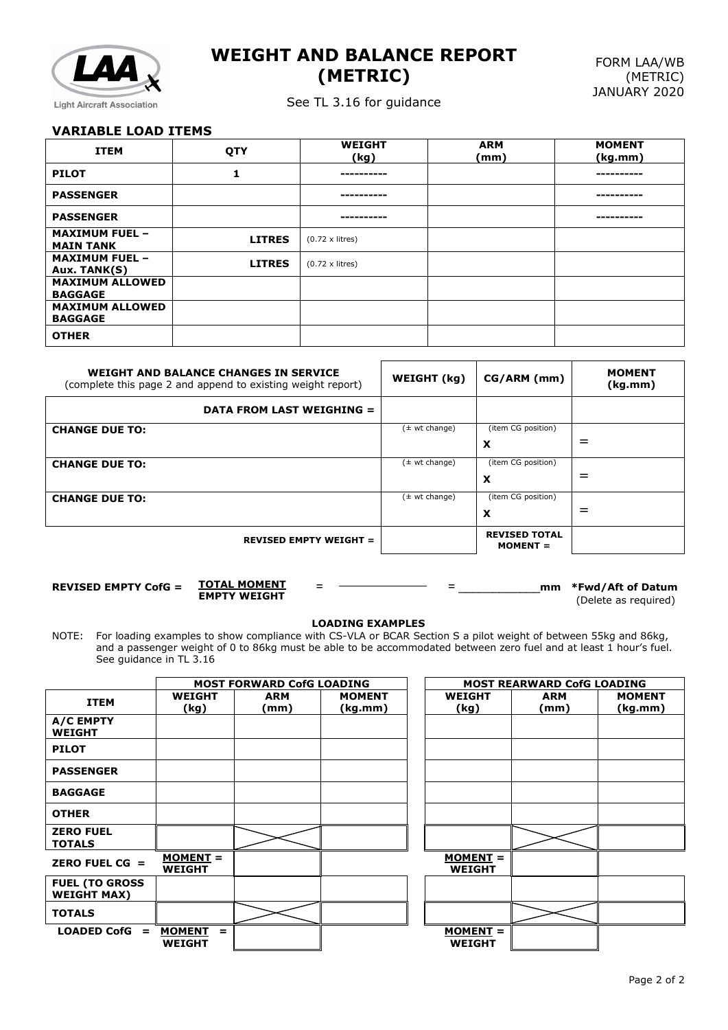# WEIGHT AND BALANCE REPORT (METRIC)

FORM LAA/WB (METRIC) JANUARY 2020

See TL 3.16 for guidance

### VARIABLE LOAD ITEMS

| ITEM | QTY | WEIGHT (kg) | ARM (mm) | MOMENT (kg.mm) |
|---|---|---|---|---|
| PILOT | 1 | ---------- | | ---------- |
| PASSENGER | | ---------- | | ---------- |
| PASSENGER | | ---------- | | ---------- |
| MAXIMUM FUEL – MAIN TANK | LITRES | (0.72 x litres) | | |
| MAXIMUM FUEL – Aux. TANK(S) | LITRES | (0.72 x litres) | | |
| MAXIMUM ALLOWED BAGGAGE | | | | |
| MAXIMUM ALLOWED BAGGAGE | | | | |
| OTHER | | | | |

| WEIGHT AND BALANCE CHANGES IN SERVICE (complete this page 2 and append to existing weight report) | WEIGHT (kg) | CG/ARM (mm) | MOMENT (kg.mm) |
|---|---|---|---|
| DATA FROM LAST WEIGHING = | | | |
| CHANGE DUE TO: | (± wt change) | (item CG position) X | = |
| CHANGE DUE TO: | (± wt change) | (item CG position) X | = |
| CHANGE DUE TO: | (± wt change) | (item CG position) X | = |
| REVISED EMPTY WEIGHT = | | REVISED TOTAL MOMENT = | |

**REVISED EMPTY CofG =** $\frac{\textbf{TOTAL MOMENT}}{\textbf{EMPTY WEIGHT}}$ = ―――――― = ____________**mm** ***Fwd/Aft of Datum** (Delete as required)

### LOADING EXAMPLES

NOTE: For loading examples to show compliance with CS-VLA or BCAR Section S a pilot weight of between 55kg and 86kg, and a passenger weight of 0 to 86kg must be able to be accommodated between zero fuel and at least 1 hour's fuel. See guidance in TL 3.16

| | MOST FORWARD CofG LOADING | | | MOST REARWARD CofG LOADING | | |
|---|---|---|---|---|---|---|
| ITEM | WEIGHT (kg) | ARM (mm) | MOMENT (kg.mm) | WEIGHT (kg) | ARM (mm) | MOMENT (kg.mm) |
| A/C EMPTY WEIGHT | | | | | | |
| PILOT | | | | | | |
| PASSENGER | | | | | | |
| BAGGAGE | | | | | | |
| OTHER | | | | | | |
| ZERO FUEL TOTALS | | | | | | |
| ZERO FUEL CG = | MOMENT = WEIGHT | | | MOMENT = WEIGHT | | |
| FUEL (TO GROSS WEIGHT MAX) | | | | | | |
| TOTALS | | | | | | |
| LOADED CofG = | MOMENT = WEIGHT | | | MOMENT = WEIGHT | | |